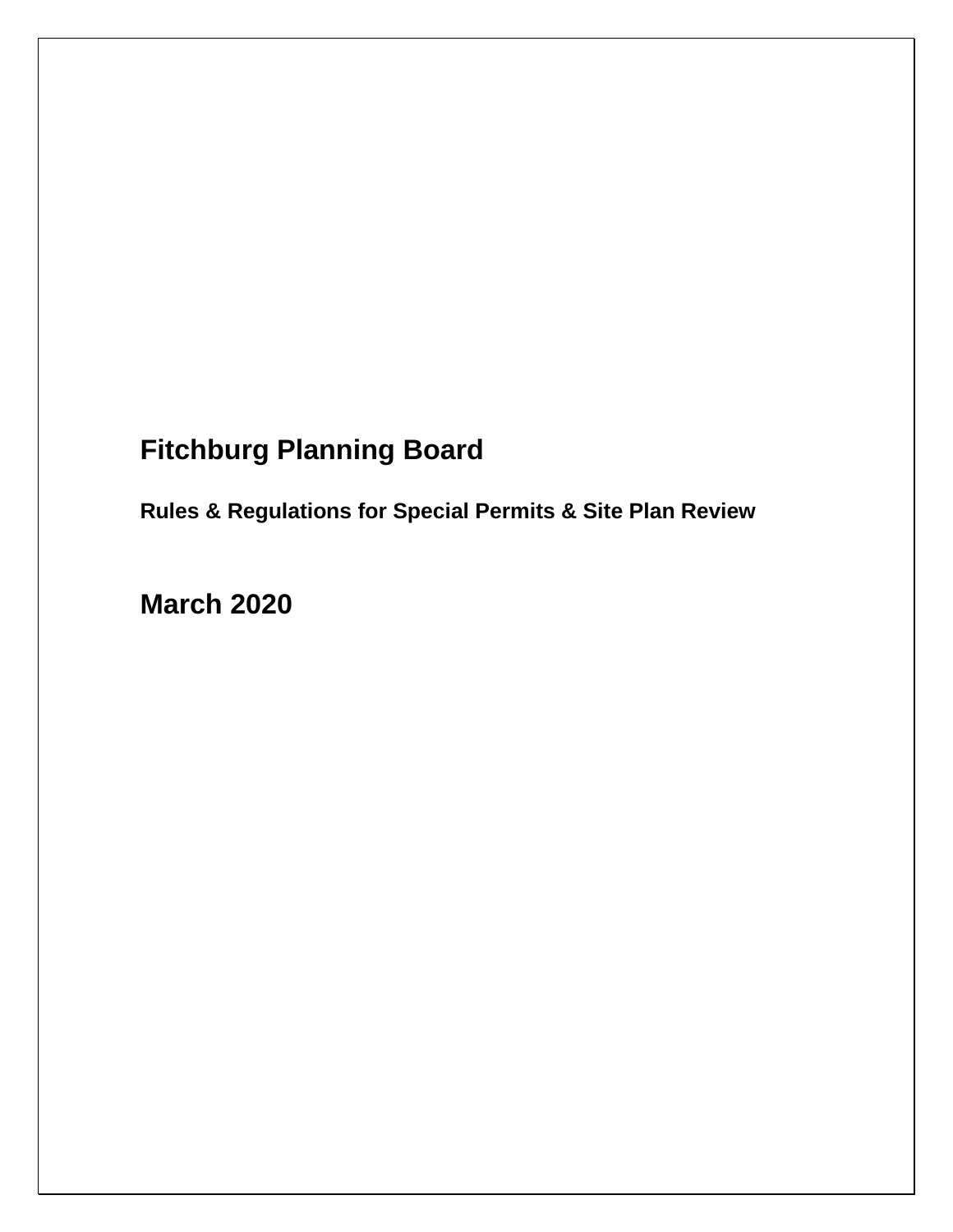# Fitchburg Planning Board

**Rules & Regulations for Special Permits & Site Plan Review**

## March 2020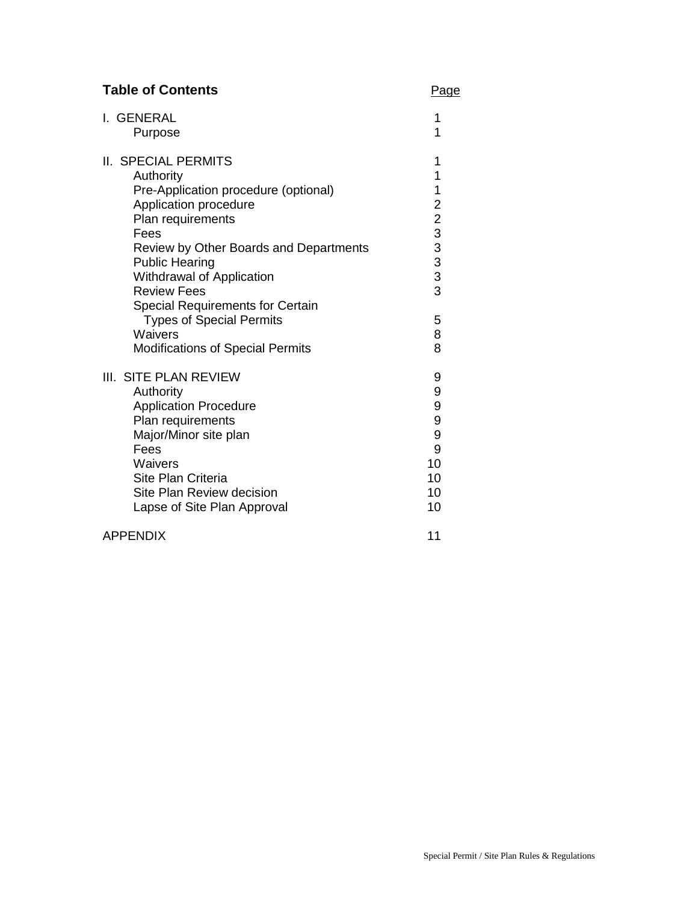## Table of Contents

| | Page |
|---|---|
| I. GENERAL | 1 |
| Purpose | 1 |
| II. SPECIAL PERMITS | 1 |
| Authority | 1 |
| Pre-Application procedure (optional) | 1 |
| Application procedure | 2 |
| Plan requirements | 2 |
| Fees | 3 |
| Review by Other Boards and Departments | 3 |
| Public Hearing | 3 |
| Withdrawal of Application | 3 |
| Review Fees | 3 |
| Special Requirements for Certain Types of Special Permits | 5 |
| Waivers | 8 |
| Modifications of Special Permits | 8 |
| III. SITE PLAN REVIEW | 9 |
| Authority | 9 |
| Application Procedure | 9 |
| Plan requirements | 9 |
| Major/Minor site plan | 9 |
| Fees | 9 |
| Waivers | 10 |
| Site Plan Criteria | 10 |
| Site Plan Review decision | 10 |
| Lapse of Site Plan Approval | 10 |
| APPENDIX | 11 |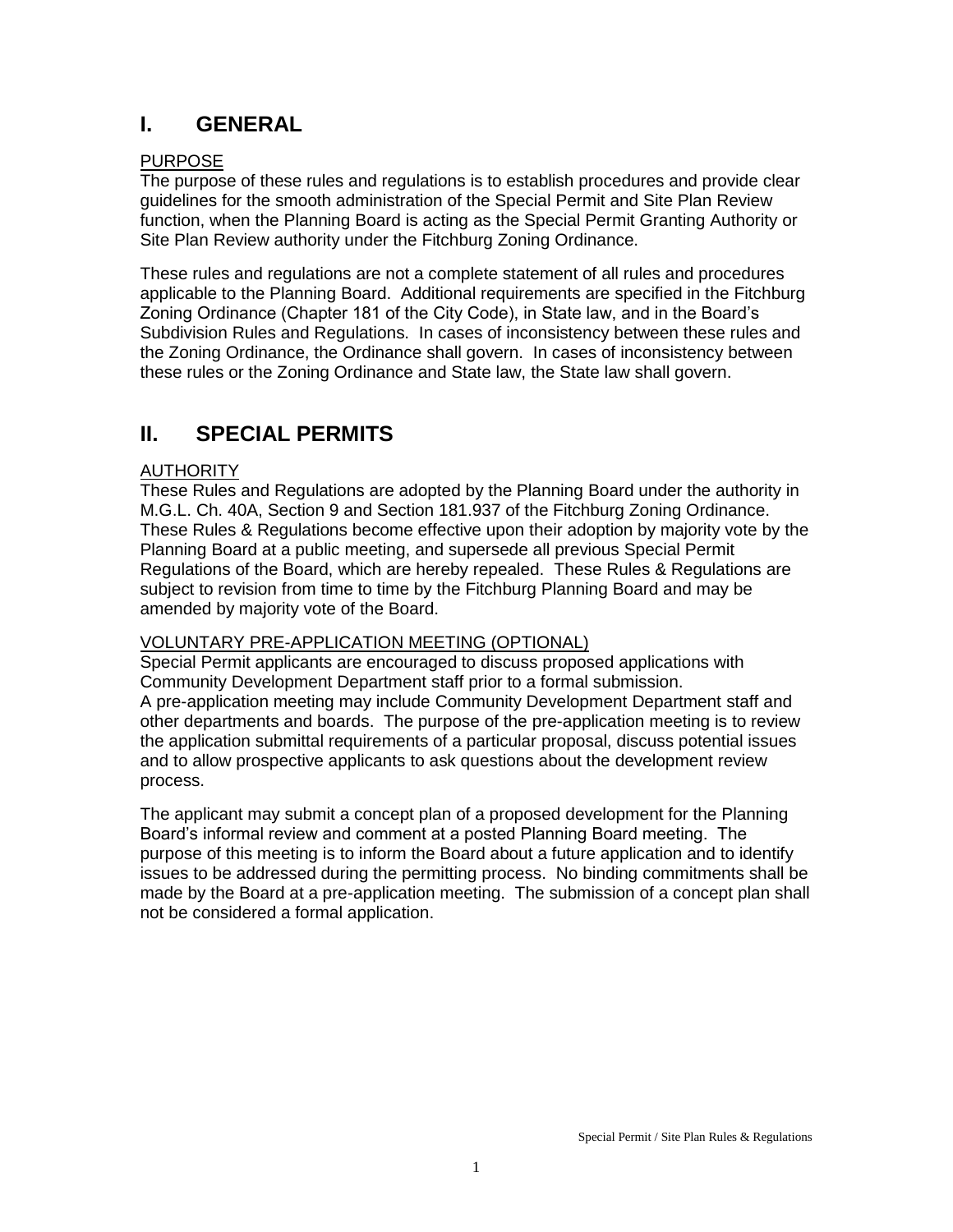# I. GENERAL

## PURPOSE

The purpose of these rules and regulations is to establish procedures and provide clear guidelines for the smooth administration of the Special Permit and Site Plan Review function, when the Planning Board is acting as the Special Permit Granting Authority or Site Plan Review authority under the Fitchburg Zoning Ordinance.

These rules and regulations are not a complete statement of all rules and procedures applicable to the Planning Board. Additional requirements are specified in the Fitchburg Zoning Ordinance (Chapter 181 of the City Code), in State law, and in the Board's Subdivision Rules and Regulations. In cases of inconsistency between these rules and the Zoning Ordinance, the Ordinance shall govern. In cases of inconsistency between these rules or the Zoning Ordinance and State law, the State law shall govern.

# II. SPECIAL PERMITS

## AUTHORITY

These Rules and Regulations are adopted by the Planning Board under the authority in M.G.L. Ch. 40A, Section 9 and Section 181.937 of the Fitchburg Zoning Ordinance. These Rules & Regulations become effective upon their adoption by majority vote by the Planning Board at a public meeting, and supersede all previous Special Permit Regulations of the Board, which are hereby repealed. These Rules & Regulations are subject to revision from time to time by the Fitchburg Planning Board and may be amended by majority vote of the Board.

## VOLUNTARY PRE-APPLICATION MEETING (OPTIONAL)

Special Permit applicants are encouraged to discuss proposed applications with Community Development Department staff prior to a formal submission.
A pre-application meeting may include Community Development Department staff and other departments and boards. The purpose of the pre-application meeting is to review the application submittal requirements of a particular proposal, discuss potential issues and to allow prospective applicants to ask questions about the development review process.

The applicant may submit a concept plan of a proposed development for the Planning Board's informal review and comment at a posted Planning Board meeting. The purpose of this meeting is to inform the Board about a future application and to identify issues to be addressed during the permitting process. No binding commitments shall be made by the Board at a pre-application meeting. The submission of a concept plan shall not be considered a formal application.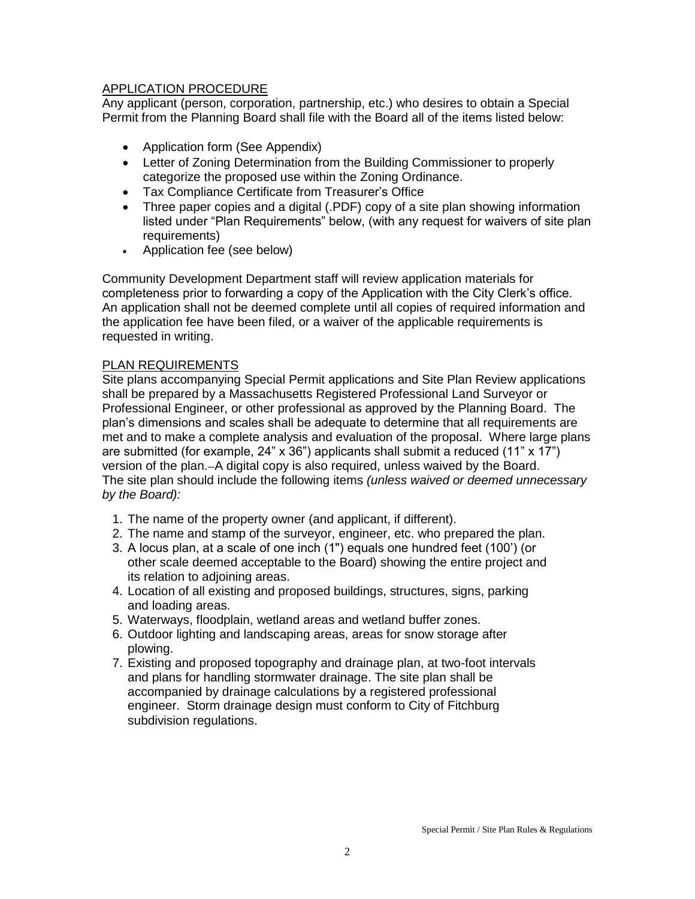## APPLICATION PROCEDURE

Any applicant (person, corporation, partnership, etc.) who desires to obtain a Special Permit from the Planning Board shall file with the Board all of the items listed below:

- Application form (See Appendix)
- Letter of Zoning Determination from the Building Commissioner to properly categorize the proposed use within the Zoning Ordinance.
- Tax Compliance Certificate from Treasurer's Office
- Three paper copies and a digital (.PDF) copy of a site plan showing information listed under "Plan Requirements" below, (with any request for waivers of site plan requirements)
- Application fee (see below)

Community Development Department staff will review application materials for completeness prior to forwarding a copy of the Application with the City Clerk's office. An application shall not be deemed complete until all copies of required information and the application fee have been filed, or a waiver of the applicable requirements is requested in writing.

## PLAN REQUIREMENTS

Site plans accompanying Special Permit applications and Site Plan Review applications shall be prepared by a Massachusetts Registered Professional Land Surveyor or Professional Engineer, or other professional as approved by the Planning Board. The plan's dimensions and scales shall be adequate to determine that all requirements are met and to make a complete analysis and evaluation of the proposal. Where large plans are submitted (for example, 24" x 36") applicants shall submit a reduced (11" x 17") version of the plan. A digital copy is also required, unless waived by the Board. The site plan should include the following items *(unless waived or deemed unnecessary by the Board):*

1. The name of the property owner (and applicant, if different).
2. The name and stamp of the surveyor, engineer, etc. who prepared the plan.
3. A locus plan, at a scale of one inch (1") equals one hundred feet (100') (or other scale deemed acceptable to the Board) showing the entire project and its relation to adjoining areas.
4. Location of all existing and proposed buildings, structures, signs, parking and loading areas.
5. Waterways, floodplain, wetland areas and wetland buffer zones.
6. Outdoor lighting and landscaping areas, areas for snow storage after plowing.
7. Existing and proposed topography and drainage plan, at two-foot intervals and plans for handling stormwater drainage. The site plan shall be accompanied by drainage calculations by a registered professional engineer. Storm drainage design must conform to City of Fitchburg subdivision regulations.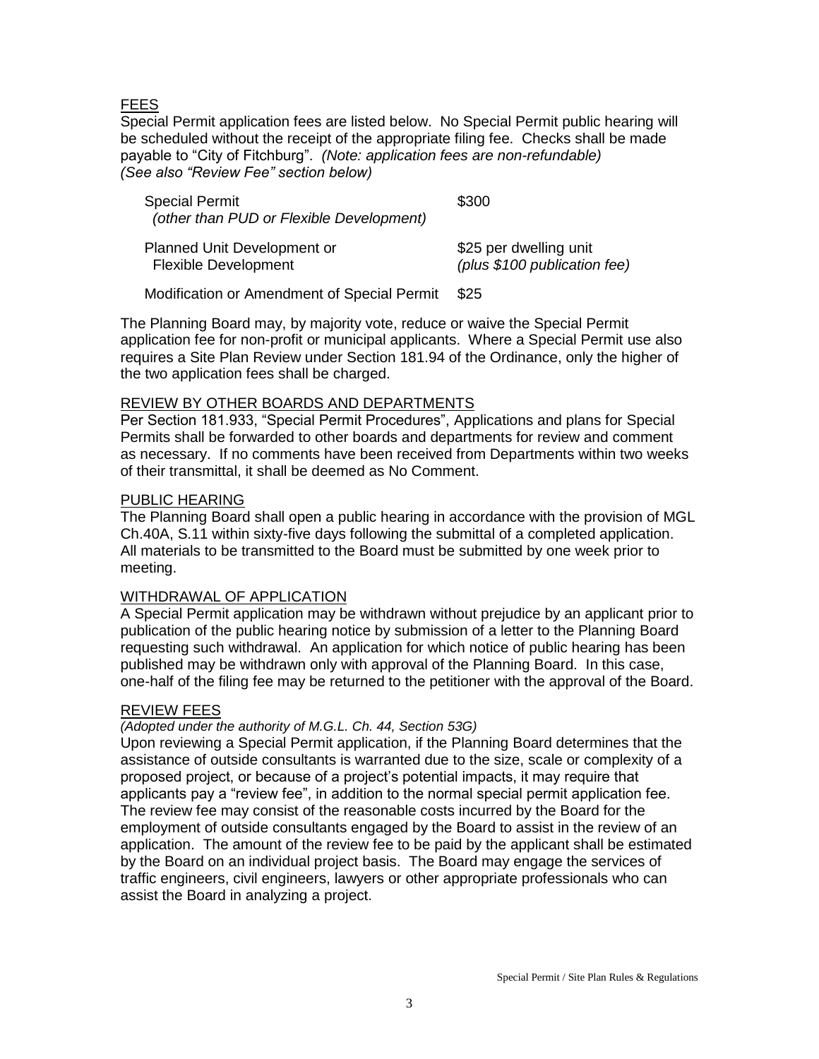## FEES

Special Permit application fees are listed below. No Special Permit public hearing will be scheduled without the receipt of the appropriate filing fee. Checks shall be made payable to "City of Fitchburg". *(Note: application fees are non-refundable)* *(See also "Review Fee" section below)*

| | |
|---|---|
| Special Permit *(other than PUD or Flexible Development)* | $300 |
| Planned Unit Development or Flexible Development | $25 per dwelling unit *(plus $100 publication fee)* |
| Modification or Amendment of Special Permit | $25 |

The Planning Board may, by majority vote, reduce or waive the Special Permit application fee for non-profit or municipal applicants. Where a Special Permit use also requires a Site Plan Review under Section 181.94 of the Ordinance, only the higher of the two application fees shall be charged.

## REVIEW BY OTHER BOARDS AND DEPARTMENTS

Per Section 181.933, "Special Permit Procedures", Applications and plans for Special Permits shall be forwarded to other boards and departments for review and comment as necessary. If no comments have been received from Departments within two weeks of their transmittal, it shall be deemed as No Comment.

## PUBLIC HEARING

The Planning Board shall open a public hearing in accordance with the provision of MGL Ch.40A, S.11 within sixty-five days following the submittal of a completed application. All materials to be transmitted to the Board must be submitted by one week prior to meeting.

## WITHDRAWAL OF APPLICATION

A Special Permit application may be withdrawn without prejudice by an applicant prior to publication of the public hearing notice by submission of a letter to the Planning Board requesting such withdrawal. An application for which notice of public hearing has been published may be withdrawn only with approval of the Planning Board. In this case, one-half of the filing fee may be returned to the petitioner with the approval of the Board.

## REVIEW FEES

*(Adopted under the authority of M.G.L. Ch. 44, Section 53G)*

Upon reviewing a Special Permit application, if the Planning Board determines that the assistance of outside consultants is warranted due to the size, scale or complexity of a proposed project, or because of a project's potential impacts, it may require that applicants pay a "review fee", in addition to the normal special permit application fee. The review fee may consist of the reasonable costs incurred by the Board for the employment of outside consultants engaged by the Board to assist in the review of an application. The amount of the review fee to be paid by the applicant shall be estimated by the Board on an individual project basis. The Board may engage the services of traffic engineers, civil engineers, lawyers or other appropriate professionals who can assist the Board in analyzing a project.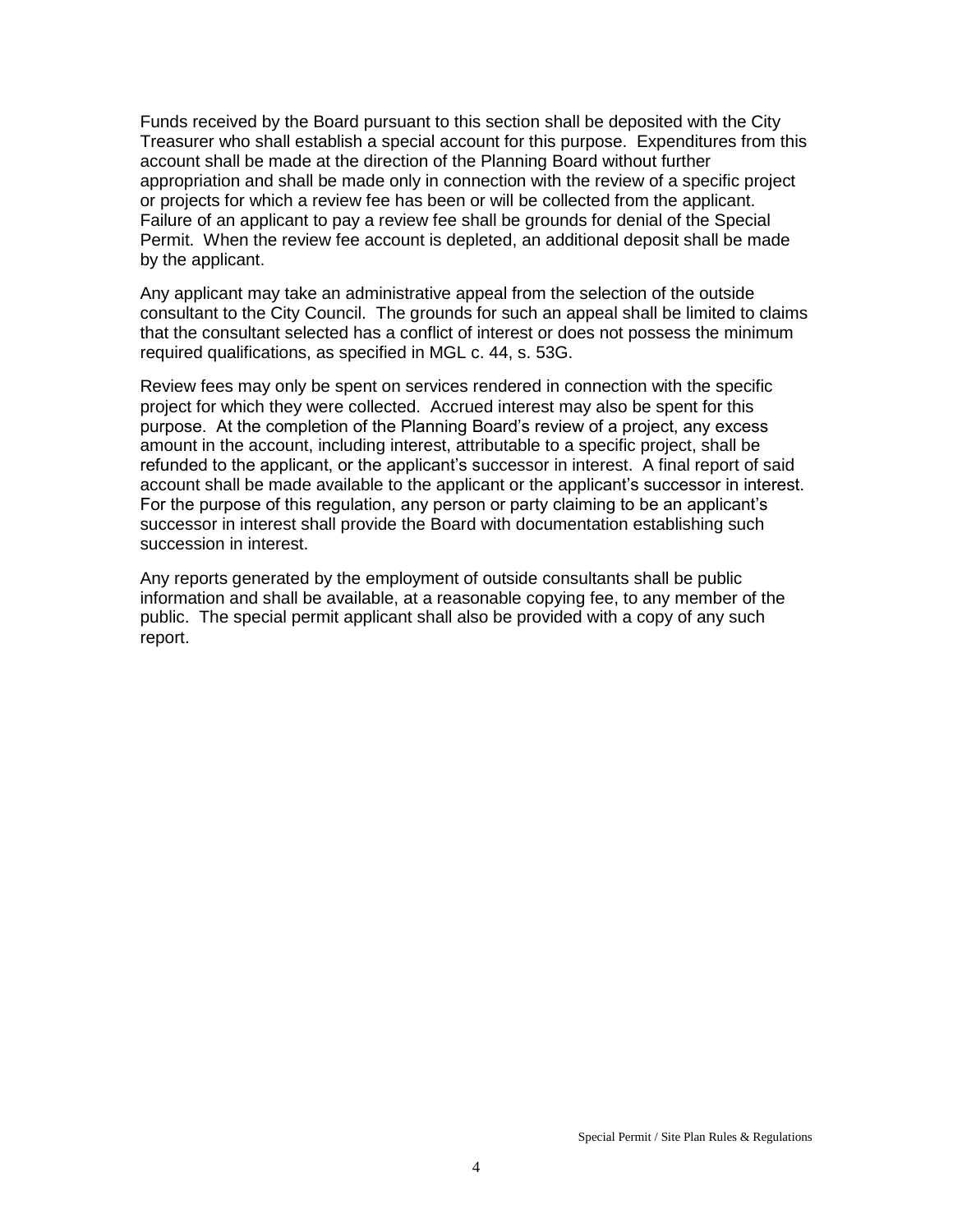Funds received by the Board pursuant to this section shall be deposited with the City Treasurer who shall establish a special account for this purpose. Expenditures from this account shall be made at the direction of the Planning Board without further appropriation and shall be made only in connection with the review of a specific project or projects for which a review fee has been or will be collected from the applicant. Failure of an applicant to pay a review fee shall be grounds for denial of the Special Permit. When the review fee account is depleted, an additional deposit shall be made by the applicant.

Any applicant may take an administrative appeal from the selection of the outside consultant to the City Council. The grounds for such an appeal shall be limited to claims that the consultant selected has a conflict of interest or does not possess the minimum required qualifications, as specified in MGL c. 44, s. 53G.

Review fees may only be spent on services rendered in connection with the specific project for which they were collected. Accrued interest may also be spent for this purpose. At the completion of the Planning Board's review of a project, any excess amount in the account, including interest, attributable to a specific project, shall be refunded to the applicant, or the applicant's successor in interest. A final report of said account shall be made available to the applicant or the applicant's successor in interest. For the purpose of this regulation, any person or party claiming to be an applicant's successor in interest shall provide the Board with documentation establishing such succession in interest.

Any reports generated by the employment of outside consultants shall be public information and shall be available, at a reasonable copying fee, to any member of the public. The special permit applicant shall also be provided with a copy of any such report.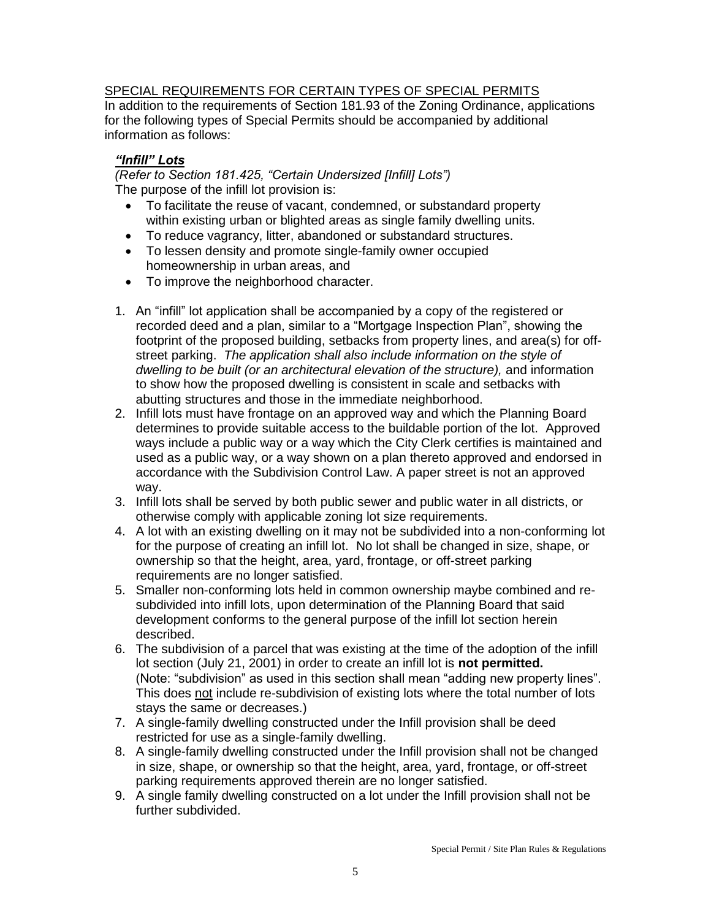## SPECIAL REQUIREMENTS FOR CERTAIN TYPES OF SPECIAL PERMITS

In addition to the requirements of Section 181.93 of the Zoning Ordinance, applications for the following types of Special Permits should be accompanied by additional information as follows:

### ***"Infill" Lots***

*(Refer to Section 181.425, "Certain Undersized [Infill] Lots")*

The purpose of the infill lot provision is:

- To facilitate the reuse of vacant, condemned, or substandard property within existing urban or blighted areas as single family dwelling units.
- To reduce vagrancy, litter, abandoned or substandard structures.
- To lessen density and promote single-family owner occupied homeownership in urban areas, and
- To improve the neighborhood character.

1. An "infill" lot application shall be accompanied by a copy of the registered or recorded deed and a plan, similar to a "Mortgage Inspection Plan", showing the footprint of the proposed building, setbacks from property lines, and area(s) for off-street parking. *The application shall also include information on the style of dwelling to be built (or an architectural elevation of the structure),* and information to show how the proposed dwelling is consistent in scale and setbacks with abutting structures and those in the immediate neighborhood.
2. Infill lots must have frontage on an approved way and which the Planning Board determines to provide suitable access to the buildable portion of the lot. Approved ways include a public way or a way which the City Clerk certifies is maintained and used as a public way, or a way shown on a plan thereto approved and endorsed in accordance with the Subdivision Control Law. A paper street is not an approved way.
3. Infill lots shall be served by both public sewer and public water in all districts, or otherwise comply with applicable zoning lot size requirements.
4. A lot with an existing dwelling on it may not be subdivided into a non-conforming lot for the purpose of creating an infill lot. No lot shall be changed in size, shape, or ownership so that the height, area, yard, frontage, or off-street parking requirements are no longer satisfied.
5. Smaller non-conforming lots held in common ownership maybe combined and re-subdivided into infill lots, upon determination of the Planning Board that said development conforms to the general purpose of the infill lot section herein described.
6. The subdivision of a parcel that was existing at the time of the adoption of the infill lot section (July 21, 2001) in order to create an infill lot is **not permitted.** (Note: "subdivision" as used in this section shall mean "adding new property lines". This does <u>not</u> include re-subdivision of existing lots where the total number of lots stays the same or decreases.)
7. A single-family dwelling constructed under the Infill provision shall be deed restricted for use as a single-family dwelling.
8. A single-family dwelling constructed under the Infill provision shall not be changed in size, shape, or ownership so that the height, area, yard, frontage, or off-street parking requirements approved therein are no longer satisfied.
9. A single family dwelling constructed on a lot under the Infill provision shall not be further subdivided.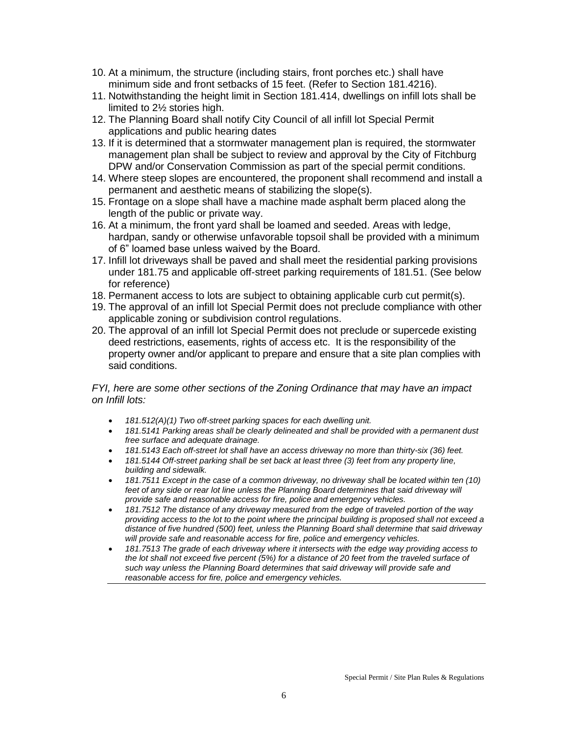10. At a minimum, the structure (including stairs, front porches etc.) shall have minimum side and front setbacks of 15 feet. (Refer to Section 181.4216).
11. Notwithstanding the height limit in Section 181.414, dwellings on infill lots shall be limited to 2½ stories high.
12. The Planning Board shall notify City Council of all infill lot Special Permit applications and public hearing dates
13. If it is determined that a stormwater management plan is required, the stormwater management plan shall be subject to review and approval by the City of Fitchburg DPW and/or Conservation Commission as part of the special permit conditions.
14. Where steep slopes are encountered, the proponent shall recommend and install a permanent and aesthetic means of stabilizing the slope(s).
15. Frontage on a slope shall have a machine made asphalt berm placed along the length of the public or private way.
16. At a minimum, the front yard shall be loamed and seeded. Areas with ledge, hardpan, sandy or otherwise unfavorable topsoil shall be provided with a minimum of 6" loamed base unless waived by the Board.
17. Infill lot driveways shall be paved and shall meet the residential parking provisions under 181.75 and applicable off-street parking requirements of 181.51. (See below for reference)
18. Permanent access to lots are subject to obtaining applicable curb cut permit(s).
19. The approval of an infill lot Special Permit does not preclude compliance with other applicable zoning or subdivision control regulations.
20. The approval of an infill lot Special Permit does not preclude or supercede existing deed restrictions, easements, rights of access etc. It is the responsibility of the property owner and/or applicant to prepare and ensure that a site plan complies with said conditions.

*FYI, here are some other sections of the Zoning Ordinance that may have an impact on Infill lots:*

- *181.512(A)(1) Two off-street parking spaces for each dwelling unit.*
- *181.5141 Parking areas shall be clearly delineated and shall be provided with a permanent dust free surface and adequate drainage.*
- *181.5143 Each off-street lot shall have an access driveway no more than thirty-six (36) feet.*
- *181.5144 Off-street parking shall be set back at least three (3) feet from any property line, building and sidewalk.*
- *181.7511 Except in the case of a common driveway, no driveway shall be located within ten (10) feet of any side or rear lot line unless the Planning Board determines that said driveway will provide safe and reasonable access for fire, police and emergency vehicles.*
- *181.7512 The distance of any driveway measured from the edge of traveled portion of the way providing access to the lot to the point where the principal building is proposed shall not exceed a distance of five hundred (500) feet, unless the Planning Board shall determine that said driveway will provide safe and reasonable access for fire, police and emergency vehicles.*
- *181.7513 The grade of each driveway where it intersects with the edge way providing access to the lot shall not exceed five percent (5%) for a distance of 20 feet from the traveled surface of such way unless the Planning Board determines that said driveway will provide safe and reasonable access for fire, police and emergency vehicles.*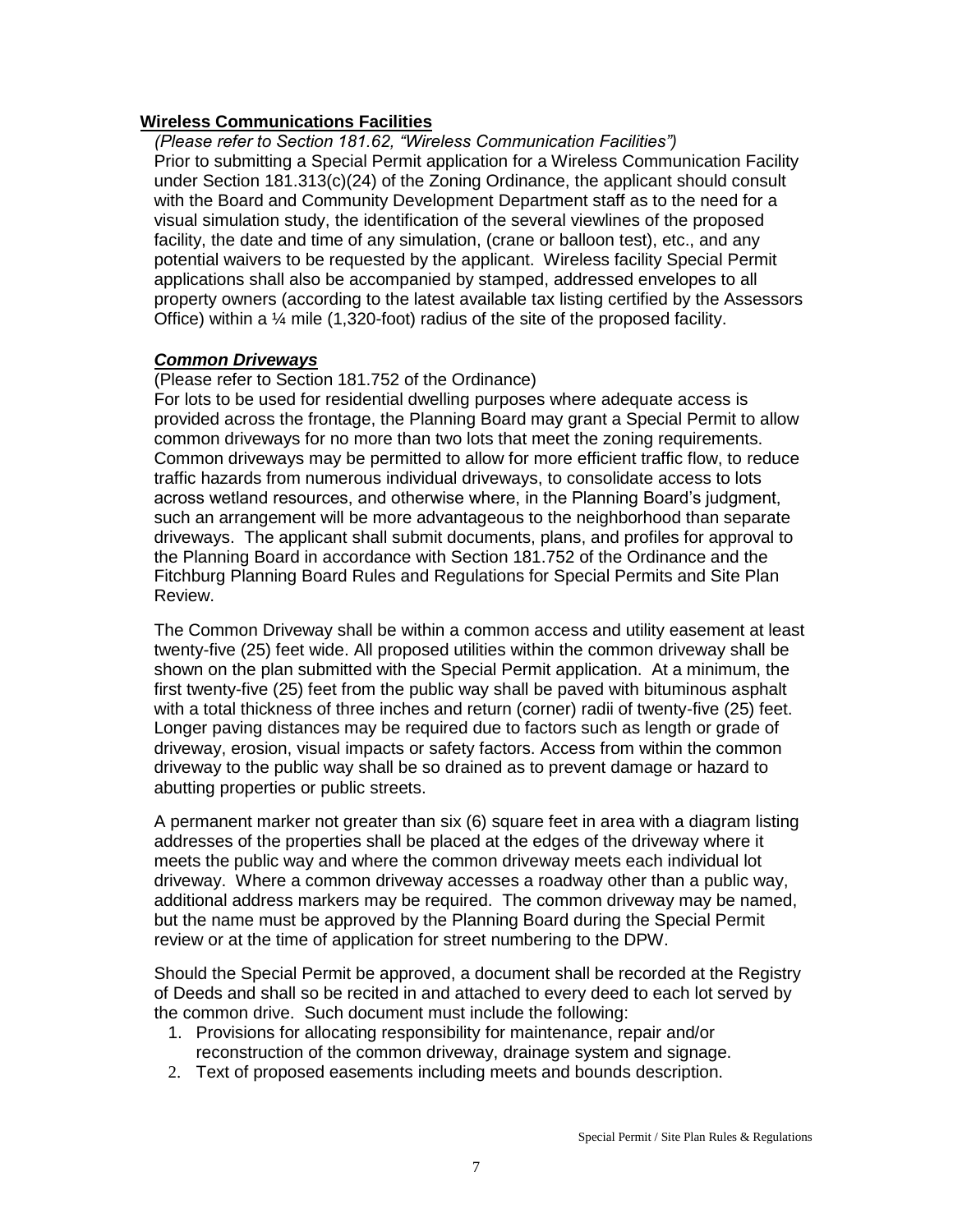## **Wireless Communications Facilities**

*(Please refer to Section 181.62, "Wireless Communication Facilities")*
Prior to submitting a Special Permit application for a Wireless Communication Facility under Section 181.313(c)(24) of the Zoning Ordinance, the applicant should consult with the Board and Community Development Department staff as to the need for a visual simulation study, the identification of the several viewlines of the proposed facility, the date and time of any simulation, (crane or balloon test), etc., and any potential waivers to be requested by the applicant. Wireless facility Special Permit applications shall also be accompanied by stamped, addressed envelopes to all property owners (according to the latest available tax listing certified by the Assessors Office) within a ¼ mile (1,320-foot) radius of the site of the proposed facility.

## ***Common Driveways***

(Please refer to Section 181.752 of the Ordinance)
For lots to be used for residential dwelling purposes where adequate access is provided across the frontage, the Planning Board may grant a Special Permit to allow common driveways for no more than two lots that meet the zoning requirements. Common driveways may be permitted to allow for more efficient traffic flow, to reduce traffic hazards from numerous individual driveways, to consolidate access to lots across wetland resources, and otherwise where, in the Planning Board's judgment, such an arrangement will be more advantageous to the neighborhood than separate driveways. The applicant shall submit documents, plans, and profiles for approval to the Planning Board in accordance with Section 181.752 of the Ordinance and the Fitchburg Planning Board Rules and Regulations for Special Permits and Site Plan Review.

The Common Driveway shall be within a common access and utility easement at least twenty-five (25) feet wide. All proposed utilities within the common driveway shall be shown on the plan submitted with the Special Permit application. At a minimum, the first twenty-five (25) feet from the public way shall be paved with bituminous asphalt with a total thickness of three inches and return (corner) radii of twenty-five (25) feet. Longer paving distances may be required due to factors such as length or grade of driveway, erosion, visual impacts or safety factors. Access from within the common driveway to the public way shall be so drained as to prevent damage or hazard to abutting properties or public streets.

A permanent marker not greater than six (6) square feet in area with a diagram listing addresses of the properties shall be placed at the edges of the driveway where it meets the public way and where the common driveway meets each individual lot driveway. Where a common driveway accesses a roadway other than a public way, additional address markers may be required. The common driveway may be named, but the name must be approved by the Planning Board during the Special Permit review or at the time of application for street numbering to the DPW.

Should the Special Permit be approved, a document shall be recorded at the Registry of Deeds and shall so be recited in and attached to every deed to each lot served by the common drive. Such document must include the following:

1. Provisions for allocating responsibility for maintenance, repair and/or reconstruction of the common driveway, drainage system and signage.
2. Text of proposed easements including meets and bounds description.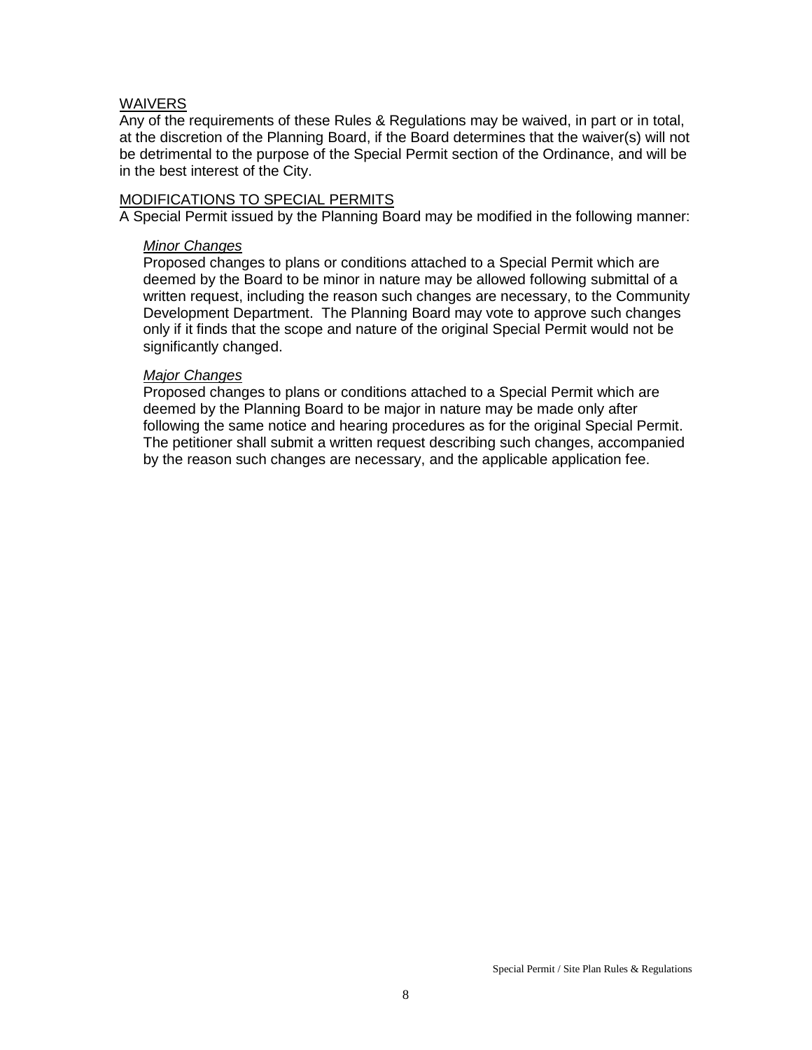## WAIVERS

Any of the requirements of these Rules & Regulations may be waived, in part or in total, at the discretion of the Planning Board, if the Board determines that the waiver(s) will not be detrimental to the purpose of the Special Permit section of the Ordinance, and will be in the best interest of the City.

## MODIFICATIONS TO SPECIAL PERMITS

A Special Permit issued by the Planning Board may be modified in the following manner:

### *Minor Changes*

Proposed changes to plans or conditions attached to a Special Permit which are deemed by the Board to be minor in nature may be allowed following submittal of a written request, including the reason such changes are necessary, to the Community Development Department. The Planning Board may vote to approve such changes only if it finds that the scope and nature of the original Special Permit would not be significantly changed.

### *Major Changes*

Proposed changes to plans or conditions attached to a Special Permit which are deemed by the Planning Board to be major in nature may be made only after following the same notice and hearing procedures as for the original Special Permit. The petitioner shall submit a written request describing such changes, accompanied by the reason such changes are necessary, and the applicable application fee.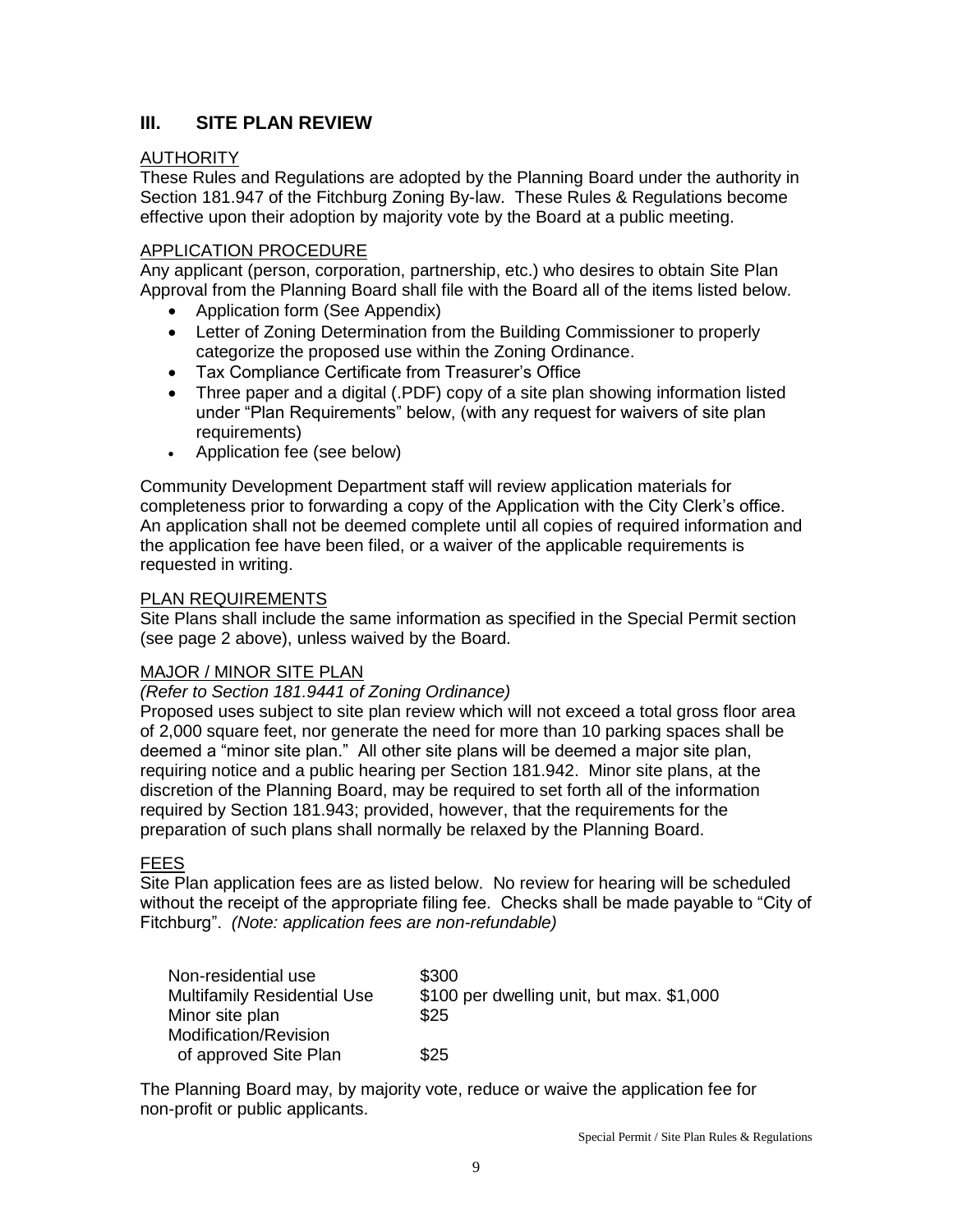## III. SITE PLAN REVIEW

<u>AUTHORITY</u>

These Rules and Regulations are adopted by the Planning Board under the authority in Section 181.947 of the Fitchburg Zoning By-law. These Rules & Regulations become effective upon their adoption by majority vote by the Board at a public meeting.

<u>APPLICATION PROCEDURE</u>

Any applicant (person, corporation, partnership, etc.) who desires to obtain Site Plan Approval from the Planning Board shall file with the Board all of the items listed below.

- Application form (See Appendix)
- Letter of Zoning Determination from the Building Commissioner to properly categorize the proposed use within the Zoning Ordinance.
- Tax Compliance Certificate from Treasurer's Office
- Three paper and a digital (.PDF) copy of a site plan showing information listed under "Plan Requirements" below, (with any request for waivers of site plan requirements)
- Application fee (see below)

Community Development Department staff will review application materials for completeness prior to forwarding a copy of the Application with the City Clerk's office. An application shall not be deemed complete until all copies of required information and the application fee have been filed, or a waiver of the applicable requirements is requested in writing.

<u>PLAN REQUIREMENTS</u>

Site Plans shall include the same information as specified in the Special Permit section (see page 2 above), unless waived by the Board.

<u>MAJOR / MINOR SITE PLAN</u>

*(Refer to Section 181.9441 of Zoning Ordinance)*

Proposed uses subject to site plan review which will not exceed a total gross floor area of 2,000 square feet, nor generate the need for more than 10 parking spaces shall be deemed a "minor site plan." All other site plans will be deemed a major site plan, requiring notice and a public hearing per Section 181.942. Minor site plans, at the discretion of the Planning Board, may be required to set forth all of the information required by Section 181.943; provided, however, that the requirements for the preparation of such plans shall normally be relaxed by the Planning Board.

<u>FEES</u>

Site Plan application fees are as listed below. No review for hearing will be scheduled without the receipt of the appropriate filing fee. Checks shall be made payable to "City of Fitchburg". *(Note: application fees are non-refundable)*

| | |
|---|---|
| Non-residential use | \$300 |
| Multifamily Residential Use | \$100 per dwelling unit, but max. \$1,000 |
| Minor site plan | \$25 |
| Modification/Revision of approved Site Plan | \$25 |

The Planning Board may, by majority vote, reduce or waive the application fee for non-profit or public applicants.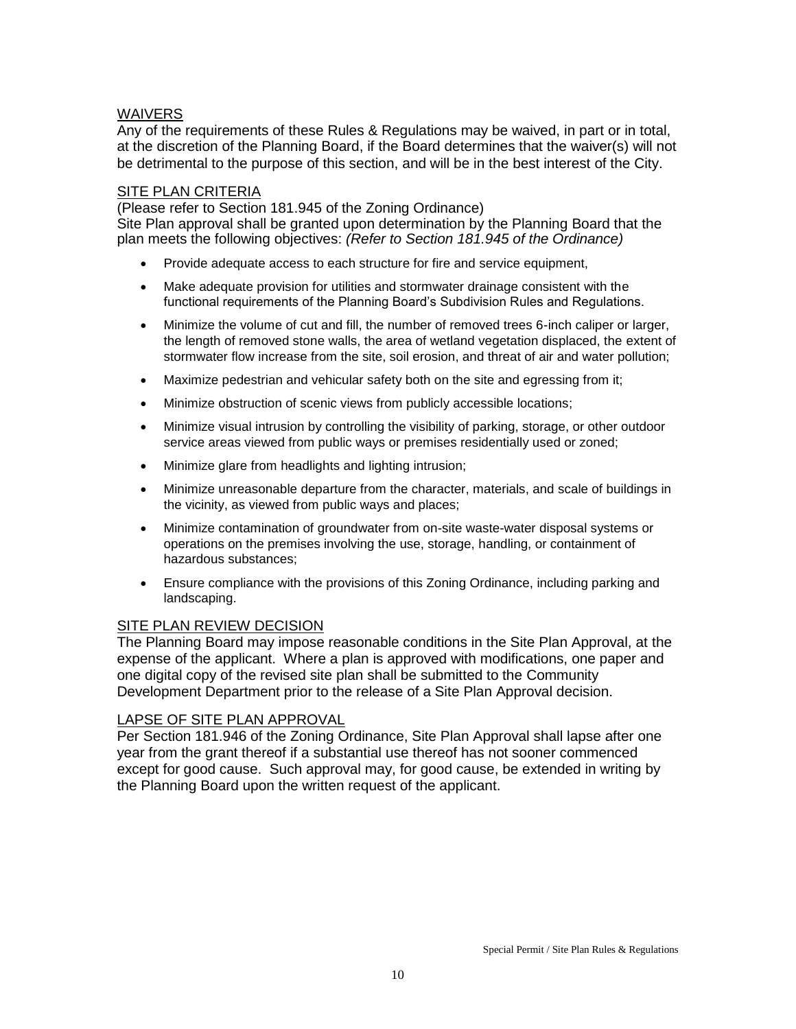## WAIVERS

Any of the requirements of these Rules & Regulations may be waived, in part or in total, at the discretion of the Planning Board, if the Board determines that the waiver(s) will not be detrimental to the purpose of this section, and will be in the best interest of the City.

## SITE PLAN CRITERIA

(Please refer to Section 181.945 of the Zoning Ordinance)
Site Plan approval shall be granted upon determination by the Planning Board that the plan meets the following objectives: *(Refer to Section 181.945 of the Ordinance)*

- Provide adequate access to each structure for fire and service equipment,
- Make adequate provision for utilities and stormwater drainage consistent with the functional requirements of the Planning Board's Subdivision Rules and Regulations.
- Minimize the volume of cut and fill, the number of removed trees 6-inch caliper or larger, the length of removed stone walls, the area of wetland vegetation displaced, the extent of stormwater flow increase from the site, soil erosion, and threat of air and water pollution;
- Maximize pedestrian and vehicular safety both on the site and egressing from it;
- Minimize obstruction of scenic views from publicly accessible locations;
- Minimize visual intrusion by controlling the visibility of parking, storage, or other outdoor service areas viewed from public ways or premises residentially used or zoned;
- Minimize glare from headlights and lighting intrusion;
- Minimize unreasonable departure from the character, materials, and scale of buildings in the vicinity, as viewed from public ways and places;
- Minimize contamination of groundwater from on-site waste-water disposal systems or operations on the premises involving the use, storage, handling, or containment of hazardous substances;
- Ensure compliance with the provisions of this Zoning Ordinance, including parking and landscaping.

## SITE PLAN REVIEW DECISION

The Planning Board may impose reasonable conditions in the Site Plan Approval, at the expense of the applicant. Where a plan is approved with modifications, one paper and one digital copy of the revised site plan shall be submitted to the Community Development Department prior to the release of a Site Plan Approval decision.

## LAPSE OF SITE PLAN APPROVAL

Per Section 181.946 of the Zoning Ordinance, Site Plan Approval shall lapse after one year from the grant thereof if a substantial use thereof has not sooner commenced except for good cause. Such approval may, for good cause, be extended in writing by the Planning Board upon the written request of the applicant.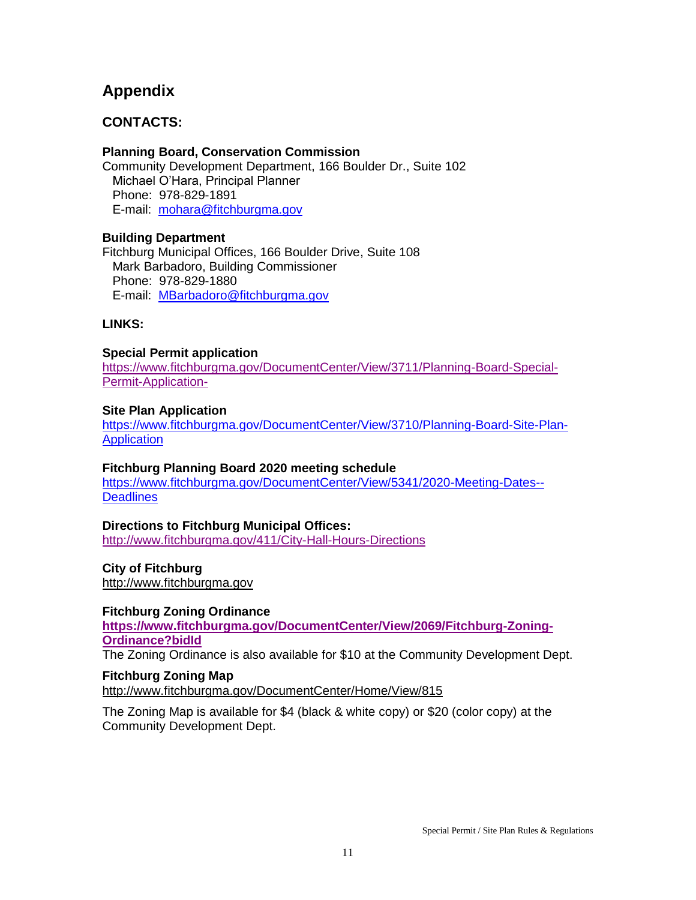# Appendix

## CONTACTS:

**Planning Board, Conservation Commission**
Community Development Department, 166 Boulder Dr., Suite 102
Michael O'Hara, Principal Planner
Phone: 978-829-1891
E-mail: mohara@fitchburgma.gov

**Building Department**
Fitchburg Municipal Offices, 166 Boulder Drive, Suite 108
Mark Barbadoro, Building Commissioner
Phone: 978-829-1880
E-mail: MBarbadoro@fitchburgma.gov

## LINKS:

**Special Permit application**
https://www.fitchburgma.gov/DocumentCenter/View/3711/Planning-Board-Special-Permit-Application-

**Site Plan Application**
https://www.fitchburgma.gov/DocumentCenter/View/3710/Planning-Board-Site-Plan-Application

**Fitchburg Planning Board 2020 meeting schedule**
https://www.fitchburgma.gov/DocumentCenter/View/5341/2020-Meeting-Dates--Deadlines

**Directions to Fitchburg Municipal Offices:**
http://www.fitchburgma.gov/411/City-Hall-Hours-Directions

**City of Fitchburg**
http://www.fitchburgma.gov

**Fitchburg Zoning Ordinance**
**https://www.fitchburgma.gov/DocumentCenter/View/2069/Fitchburg-Zoning-Ordinance?bidId**
The Zoning Ordinance is also available for $10 at the Community Development Dept.

**Fitchburg Zoning Map**
http://www.fitchburgma.gov/DocumentCenter/Home/View/815

The Zoning Map is available for $4 (black & white copy) or $20 (color copy) at the Community Development Dept.